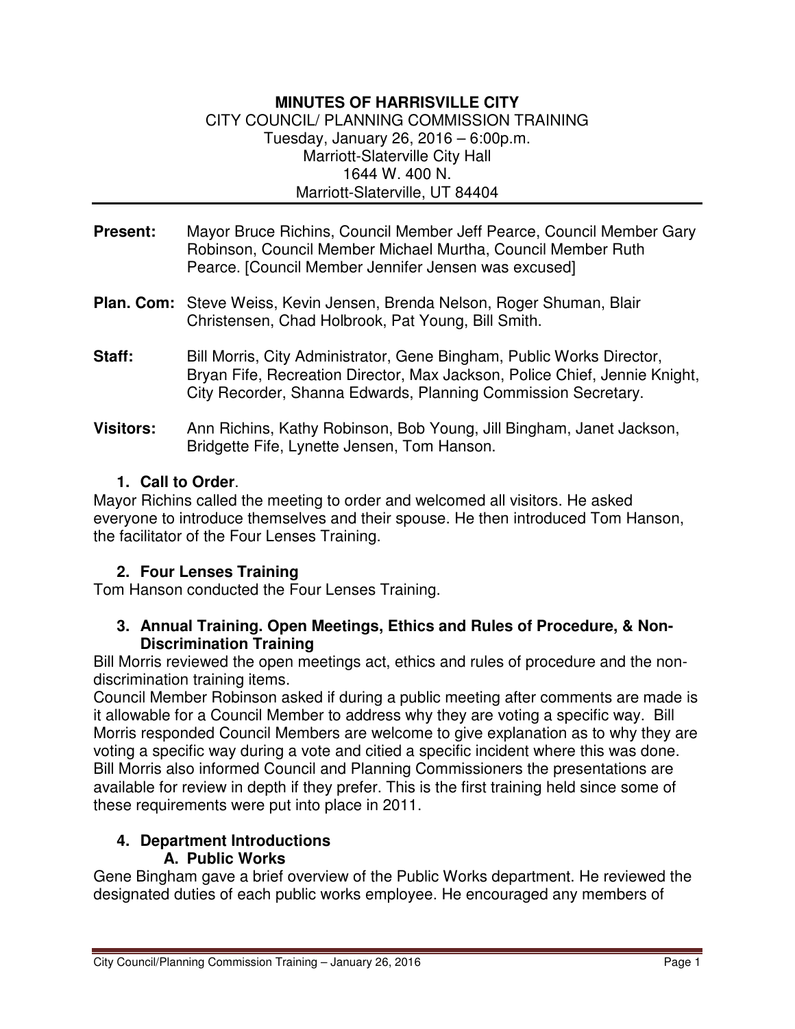**MINUTES OF HARRISVILLE CITY**
CITY COUNCIL/ PLANNING COMMISSION TRAINING
Tuesday, January 26, 2016 – 6:00p.m.
Marriott-Slaterville City Hall
1644 W. 400 N.
Marriott-Slaterville, UT 84404

---

**Present:** Mayor Bruce Richins, Council Member Jeff Pearce, Council Member Gary Robinson, Council Member Michael Murtha, Council Member Ruth Pearce. [Council Member Jennifer Jensen was excused]

**Plan. Com:** Steve Weiss, Kevin Jensen, Brenda Nelson, Roger Shuman, Blair Christensen, Chad Holbrook, Pat Young, Bill Smith.

**Staff:** Bill Morris, City Administrator, Gene Bingham, Public Works Director, Bryan Fife, Recreation Director, Max Jackson, Police Chief, Jennie Knight, City Recorder, Shanna Edwards, Planning Commission Secretary.

**Visitors:** Ann Richins, Kathy Robinson, Bob Young, Jill Bingham, Janet Jackson, Bridgette Fife, Lynette Jensen, Tom Hanson.

1. **Call to Order**.

Mayor Richins called the meeting to order and welcomed all visitors. He asked everyone to introduce themselves and their spouse. He then introduced Tom Hanson, the facilitator of the Four Lenses Training.

2. **Four Lenses Training**

Tom Hanson conducted the Four Lenses Training.

3. **Annual Training. Open Meetings, Ethics and Rules of Procedure, & Non-Discrimination Training**

Bill Morris reviewed the open meetings act, ethics and rules of procedure and the non-discrimination training items.
Council Member Robinson asked if during a public meeting after comments are made is it allowable for a Council Member to address why they are voting a specific way. Bill Morris responded Council Members are welcome to give explanation as to why they are voting a specific way during a vote and citied a specific incident where this was done. Bill Morris also informed Council and Planning Commissioners the presentations are available for review in depth if they prefer. This is the first training held since some of these requirements were put into place in 2011.

4. **Department Introductions**

   **A. Public Works**

Gene Bingham gave a brief overview of the Public Works department. He reviewed the designated duties of each public works employee. He encouraged any members of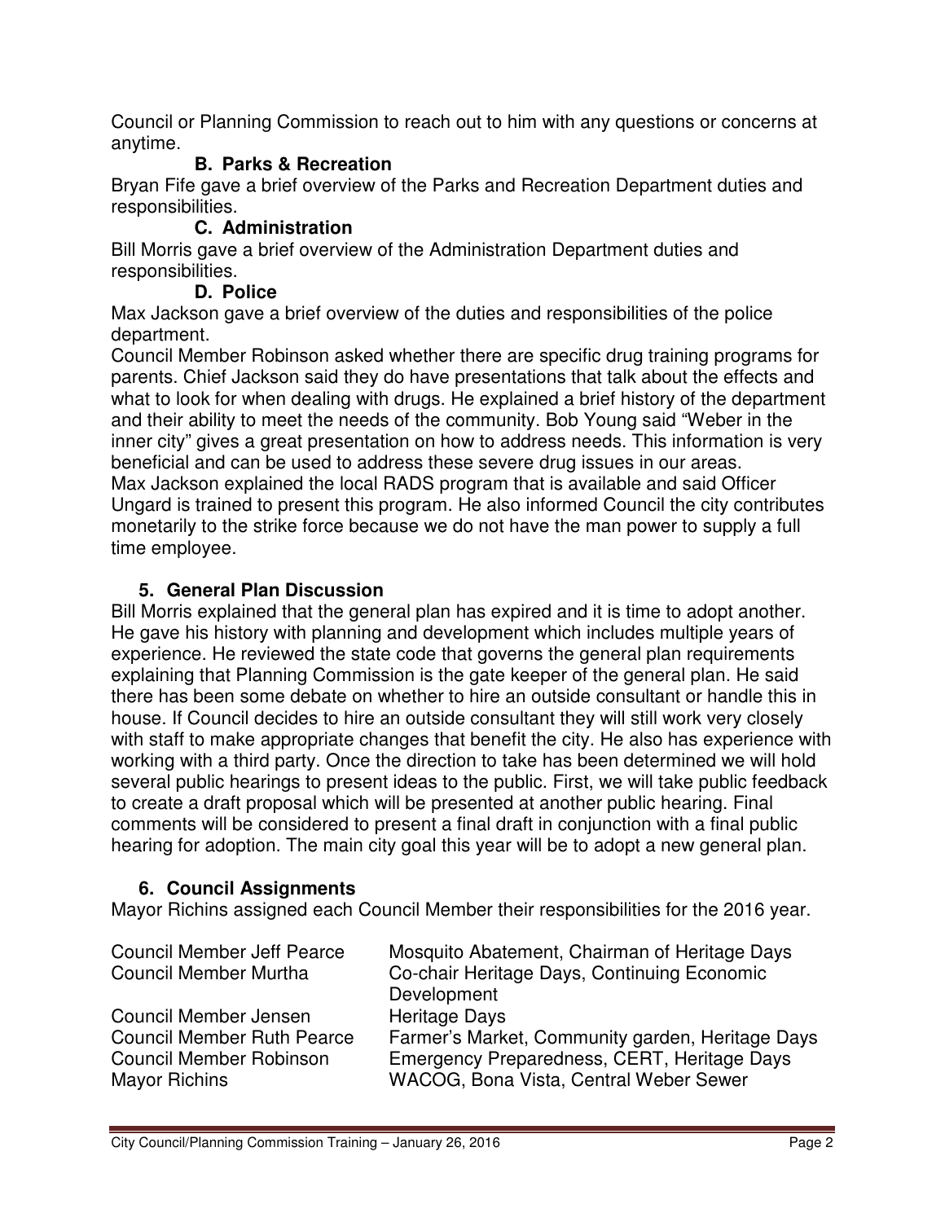Council or Planning Commission to reach out to him with any questions or concerns at anytime.

### B. Parks & Recreation

Bryan Fife gave a brief overview of the Parks and Recreation Department duties and responsibilities.

### C. Administration

Bill Morris gave a brief overview of the Administration Department duties and responsibilities.

### D. Police

Max Jackson gave a brief overview of the duties and responsibilities of the police department.

Council Member Robinson asked whether there are specific drug training programs for parents. Chief Jackson said they do have presentations that talk about the effects and what to look for when dealing with drugs. He explained a brief history of the department and their ability to meet the needs of the community. Bob Young said "Weber in the inner city" gives a great presentation on how to address needs. This information is very beneficial and can be used to address these severe drug issues in our areas.

Max Jackson explained the local RADS program that is available and said Officer Ungard is trained to present this program. He also informed Council the city contributes monetarily to the strike force because we do not have the man power to supply a full time employee.

## 5. General Plan Discussion

Bill Morris explained that the general plan has expired and it is time to adopt another. He gave his history with planning and development which includes multiple years of experience. He reviewed the state code that governs the general plan requirements explaining that Planning Commission is the gate keeper of the general plan. He said there has been some debate on whether to hire an outside consultant or handle this in house. If Council decides to hire an outside consultant they will still work very closely with staff to make appropriate changes that benefit the city. He also has experience with working with a third party. Once the direction to take has been determined we will hold several public hearings to present ideas to the public. First, we will take public feedback to create a draft proposal which will be presented at another public hearing. Final comments will be considered to present a final draft in conjunction with a final public hearing for adoption. The main city goal this year will be to adopt a new general plan.

## 6. Council Assignments

Mayor Richins assigned each Council Member their responsibilities for the 2016 year.

| | |
|---|---|
| Council Member Jeff Pearce | Mosquito Abatement, Chairman of Heritage Days |
| Council Member Murtha | Co-chair Heritage Days, Continuing Economic Development |
| Council Member Jensen | Heritage Days |
| Council Member Ruth Pearce | Farmer's Market, Community garden, Heritage Days |
| Council Member Robinson | Emergency Preparedness, CERT, Heritage Days |
| Mayor Richins | WACOG, Bona Vista, Central Weber Sewer |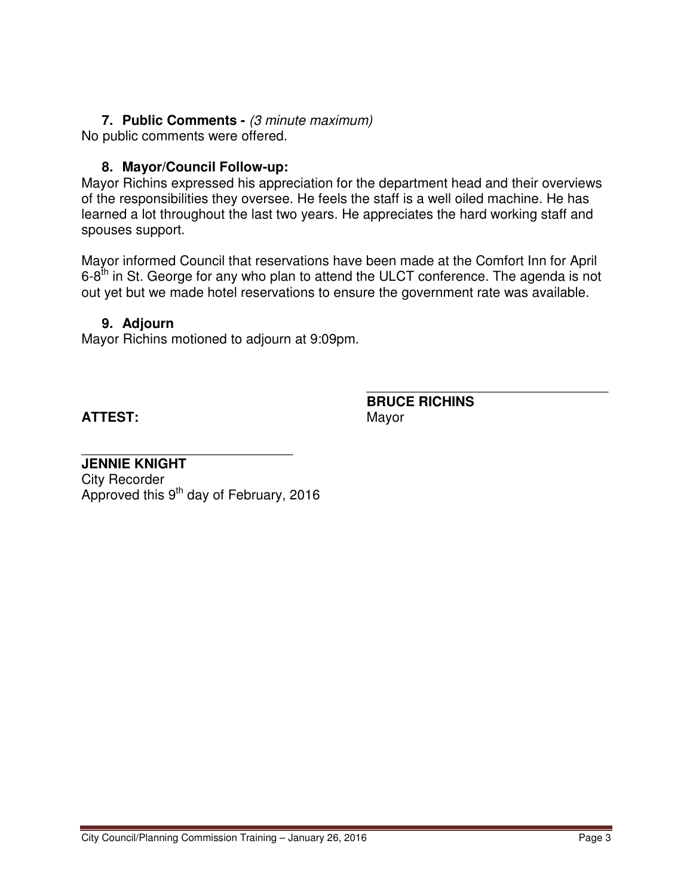### 7. Public Comments - *(3 minute maximum)*

No public comments were offered.

### 8. Mayor/Council Follow-up:

Mayor Richins expressed his appreciation for the department head and their overviews of the responsibilities they oversee. He feels the staff is a well oiled machine. He has learned a lot throughout the last two years. He appreciates the hard working staff and spouses support.

Mayor informed Council that reservations have been made at the Comfort Inn for April 6-8th in St. George for any who plan to attend the ULCT conference. The agenda is not out yet but we made hotel reservations to ensure the government rate was available.

### 9. Adjourn

Mayor Richins motioned to adjourn at 9:09pm.

\_\_\_\_\_\_\_\_\_\_\_\_\_\_\_\_\_\_\_\_\_\_\_\_\_\_\_\_\_\_\_\_\_\_\_

**BRUCE RICHINS**
Mayor

**ATTEST:**

\_\_\_\_\_\_\_\_\_\_\_\_\_\_\_\_\_\_\_\_\_\_\_\_\_\_\_\_\_\_

**JENNIE KNIGHT**
City Recorder
Approved this 9th day of February, 2016